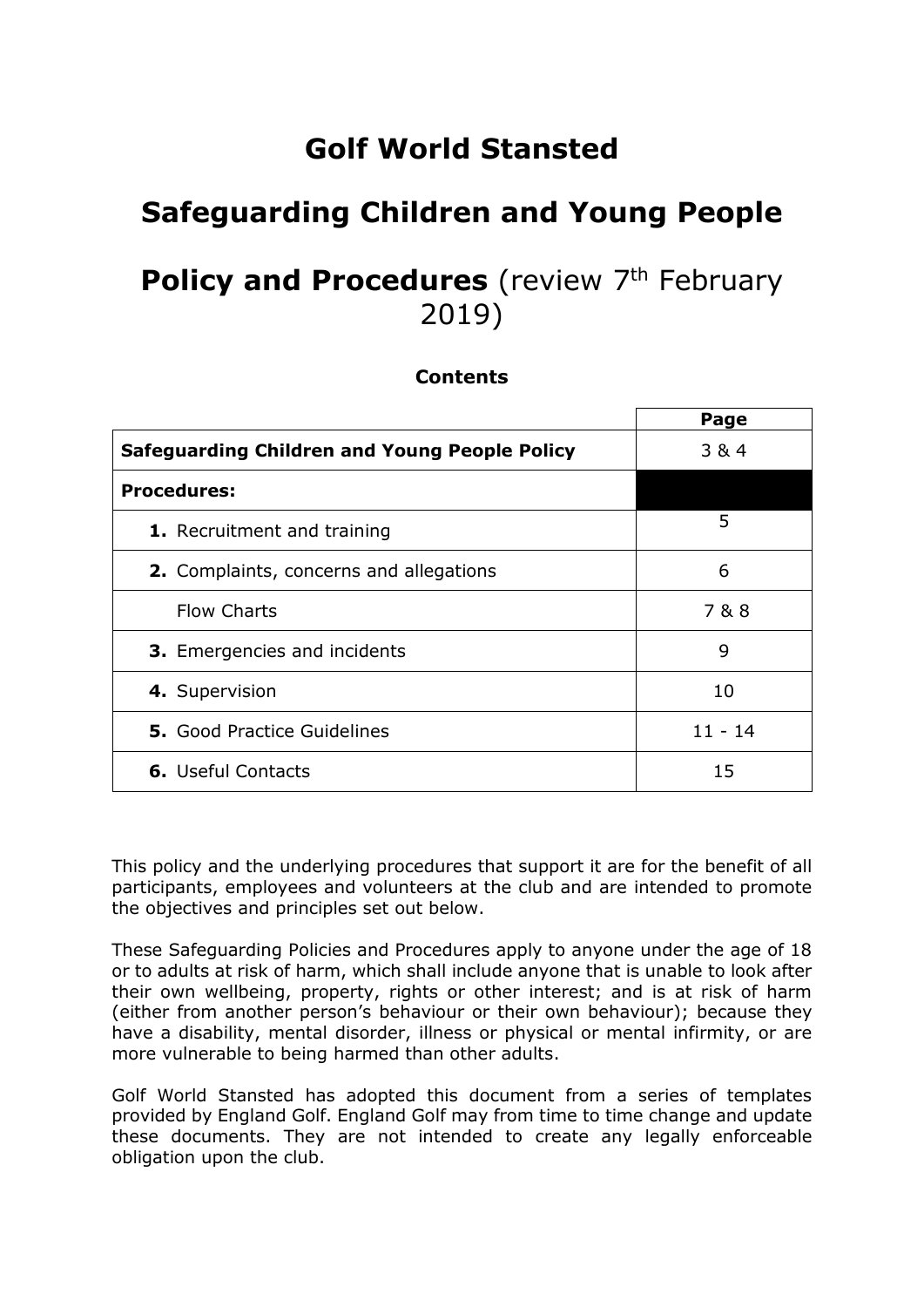# Golf World Stansted

# Safeguarding Children and Young People

# **Policy and Procedures** (review 7th February 2019)

**Contents**

| | **Page** |
|---|---|
| **Safeguarding Children and Young People Policy** | 3 & 4 |
| **Procedures:** | |
| **1.** Recruitment and training | 5 |
| **2.** Complaints, concerns and allegations | 6 |
| Flow Charts | 7 & 8 |
| **3.** Emergencies and incidents | 9 |
| **4.** Supervision | 10 |
| **5.** Good Practice Guidelines | 11 - 14 |
| **6.** Useful Contacts | 15 |

This policy and the underlying procedures that support it are for the benefit of all participants, employees and volunteers at the club and are intended to promote the objectives and principles set out below.

These Safeguarding Policies and Procedures apply to anyone under the age of 18 or to adults at risk of harm, which shall include anyone that is unable to look after their own wellbeing, property, rights or other interest; and is at risk of harm (either from another person's behaviour or their own behaviour); because they have a disability, mental disorder, illness or physical or mental infirmity, or are more vulnerable to being harmed than other adults.

Golf World Stansted has adopted this document from a series of templates provided by England Golf. England Golf may from time to time change and update these documents. They are not intended to create any legally enforceable obligation upon the club.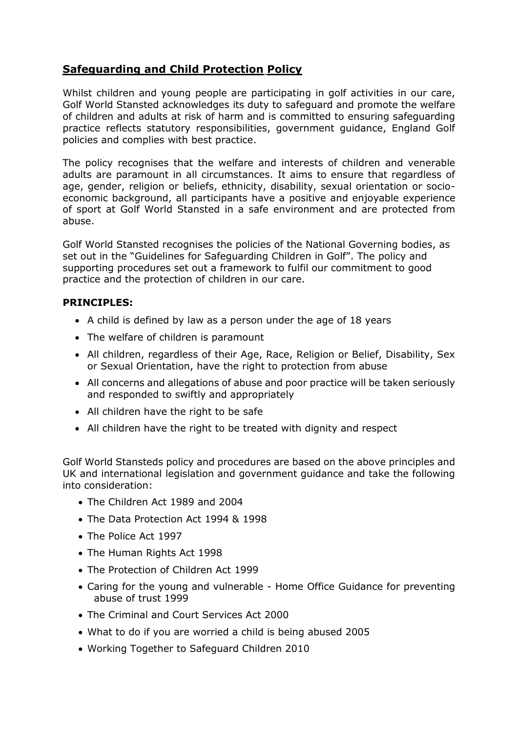## Safeguarding and Child Protection Policy

Whilst children and young people are participating in golf activities in our care, Golf World Stansted acknowledges its duty to safeguard and promote the welfare of children and adults at risk of harm and is committed to ensuring safeguarding practice reflects statutory responsibilities, government guidance, England Golf policies and complies with best practice.

The policy recognises that the welfare and interests of children and venerable adults are paramount in all circumstances. It aims to ensure that regardless of age, gender, religion or beliefs, ethnicity, disability, sexual orientation or socio-economic background, all participants have a positive and enjoyable experience of sport at Golf World Stansted in a safe environment and are protected from abuse.

Golf World Stansted recognises the policies of the National Governing bodies, as set out in the "Guidelines for Safeguarding Children in Golf". The policy and supporting procedures set out a framework to fulfil our commitment to good practice and the protection of children in our care.

**PRINCIPLES:**

- A child is defined by law as a person under the age of 18 years
- The welfare of children is paramount
- All children, regardless of their Age, Race, Religion or Belief, Disability, Sex or Sexual Orientation, have the right to protection from abuse
- All concerns and allegations of abuse and poor practice will be taken seriously and responded to swiftly and appropriately
- All children have the right to be safe
- All children have the right to be treated with dignity and respect

Golf World Stansteds policy and procedures are based on the above principles and UK and international legislation and government guidance and take the following into consideration:

- The Children Act 1989 and 2004
- The Data Protection Act 1994 & 1998
- The Police Act 1997
- The Human Rights Act 1998
- The Protection of Children Act 1999
- Caring for the young and vulnerable - Home Office Guidance for preventing abuse of trust 1999
- The Criminal and Court Services Act 2000
- What to do if you are worried a child is being abused 2005
- Working Together to Safeguard Children 2010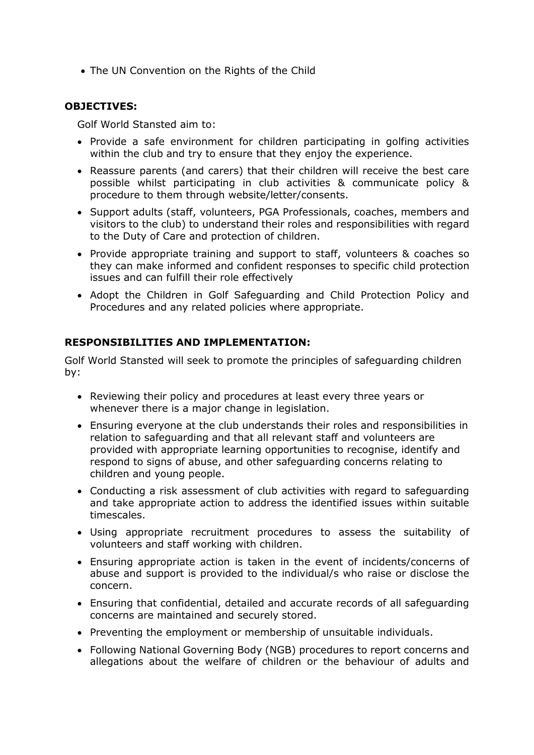- The UN Convention on the Rights of the Child

**OBJECTIVES:**

Golf World Stansted aim to:

- Provide a safe environment for children participating in golfing activities within the club and try to ensure that they enjoy the experience.
- Reassure parents (and carers) that their children will receive the best care possible whilst participating in club activities & communicate policy & procedure to them through website/letter/consents.
- Support adults (staff, volunteers, PGA Professionals, coaches, members and visitors to the club) to understand their roles and responsibilities with regard to the Duty of Care and protection of children.
- Provide appropriate training and support to staff, volunteers & coaches so they can make informed and confident responses to specific child protection issues and can fulfill their role effectively
- Adopt the Children in Golf Safeguarding and Child Protection Policy and Procedures and any related policies where appropriate.

**RESPONSIBILITIES AND IMPLEMENTATION:**

Golf World Stansted will seek to promote the principles of safeguarding children by:

- Reviewing their policy and procedures at least every three years or whenever there is a major change in legislation.
- Ensuring everyone at the club understands their roles and responsibilities in relation to safeguarding and that all relevant staff and volunteers are provided with appropriate learning opportunities to recognise, identify and respond to signs of abuse, and other safeguarding concerns relating to children and young people.
- Conducting a risk assessment of club activities with regard to safeguarding and take appropriate action to address the identified issues within suitable timescales.
- Using appropriate recruitment procedures to assess the suitability of volunteers and staff working with children.
- Ensuring appropriate action is taken in the event of incidents/concerns of abuse and support is provided to the individual/s who raise or disclose the concern.
- Ensuring that confidential, detailed and accurate records of all safeguarding concerns are maintained and securely stored.
- Preventing the employment or membership of unsuitable individuals.
- Following National Governing Body (NGB) procedures to report concerns and allegations about the welfare of children or the behaviour of adults and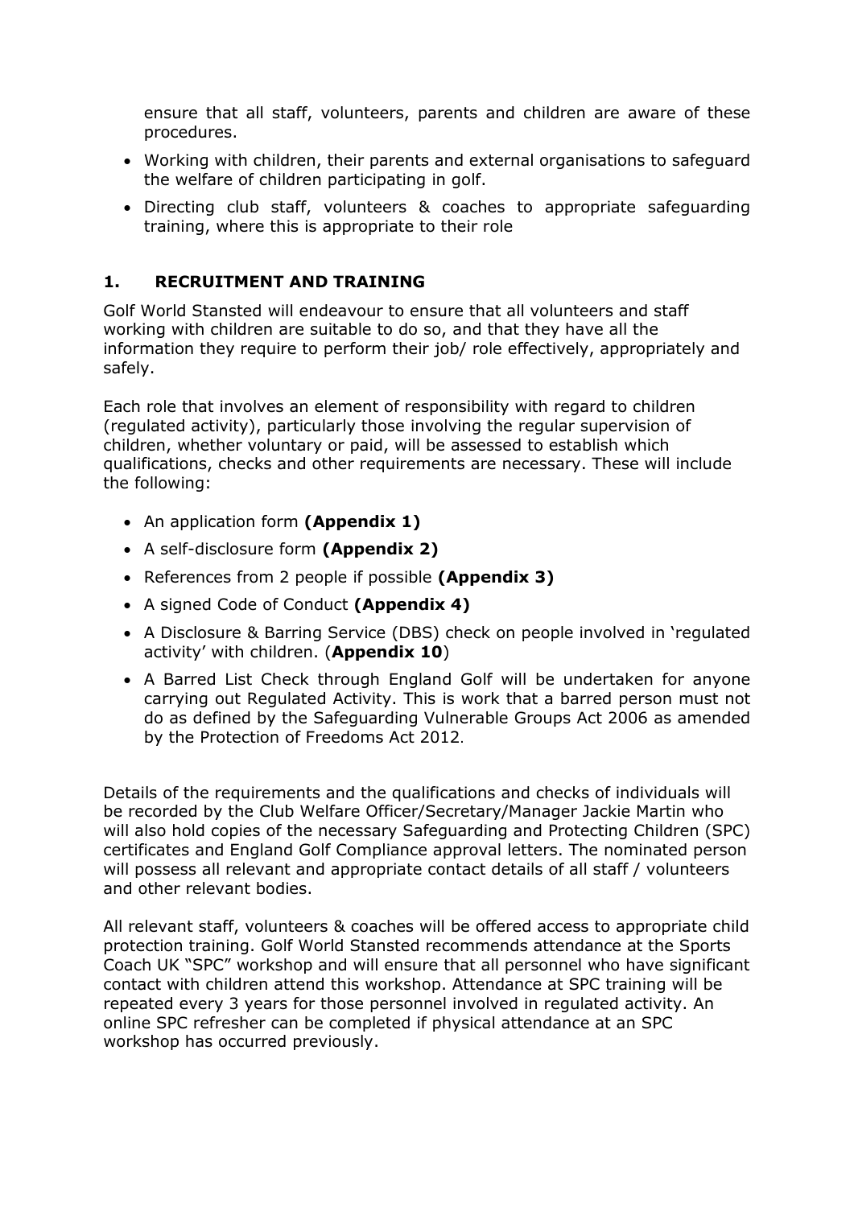ensure that all staff, volunteers, parents and children are aware of these procedures.

- Working with children, their parents and external organisations to safeguard the welfare of children participating in golf.
- Directing club staff, volunteers & coaches to appropriate safeguarding training, where this is appropriate to their role

## 1. RECRUITMENT AND TRAINING

Golf World Stansted will endeavour to ensure that all volunteers and staff working with children are suitable to do so, and that they have all the information they require to perform their job/ role effectively, appropriately and safely.

Each role that involves an element of responsibility with regard to children (regulated activity), particularly those involving the regular supervision of children, whether voluntary or paid, will be assessed to establish which qualifications, checks and other requirements are necessary. These will include the following:

- An application form **(Appendix 1)**
- A self-disclosure form **(Appendix 2)**
- References from 2 people if possible **(Appendix 3)**
- A signed Code of Conduct **(Appendix 4)**
- A Disclosure & Barring Service (DBS) check on people involved in 'regulated activity' with children. (**Appendix 10**)
- A Barred List Check through England Golf will be undertaken for anyone carrying out Regulated Activity. This is work that a barred person must not do as defined by the Safeguarding Vulnerable Groups Act 2006 as amended by the Protection of Freedoms Act 2012.

Details of the requirements and the qualifications and checks of individuals will be recorded by the Club Welfare Officer/Secretary/Manager Jackie Martin who will also hold copies of the necessary Safeguarding and Protecting Children (SPC) certificates and England Golf Compliance approval letters. The nominated person will possess all relevant and appropriate contact details of all staff / volunteers and other relevant bodies.

All relevant staff, volunteers & coaches will be offered access to appropriate child protection training. Golf World Stansted recommends attendance at the Sports Coach UK "SPC" workshop and will ensure that all personnel who have significant contact with children attend this workshop. Attendance at SPC training will be repeated every 3 years for those personnel involved in regulated activity. An online SPC refresher can be completed if physical attendance at an SPC workshop has occurred previously.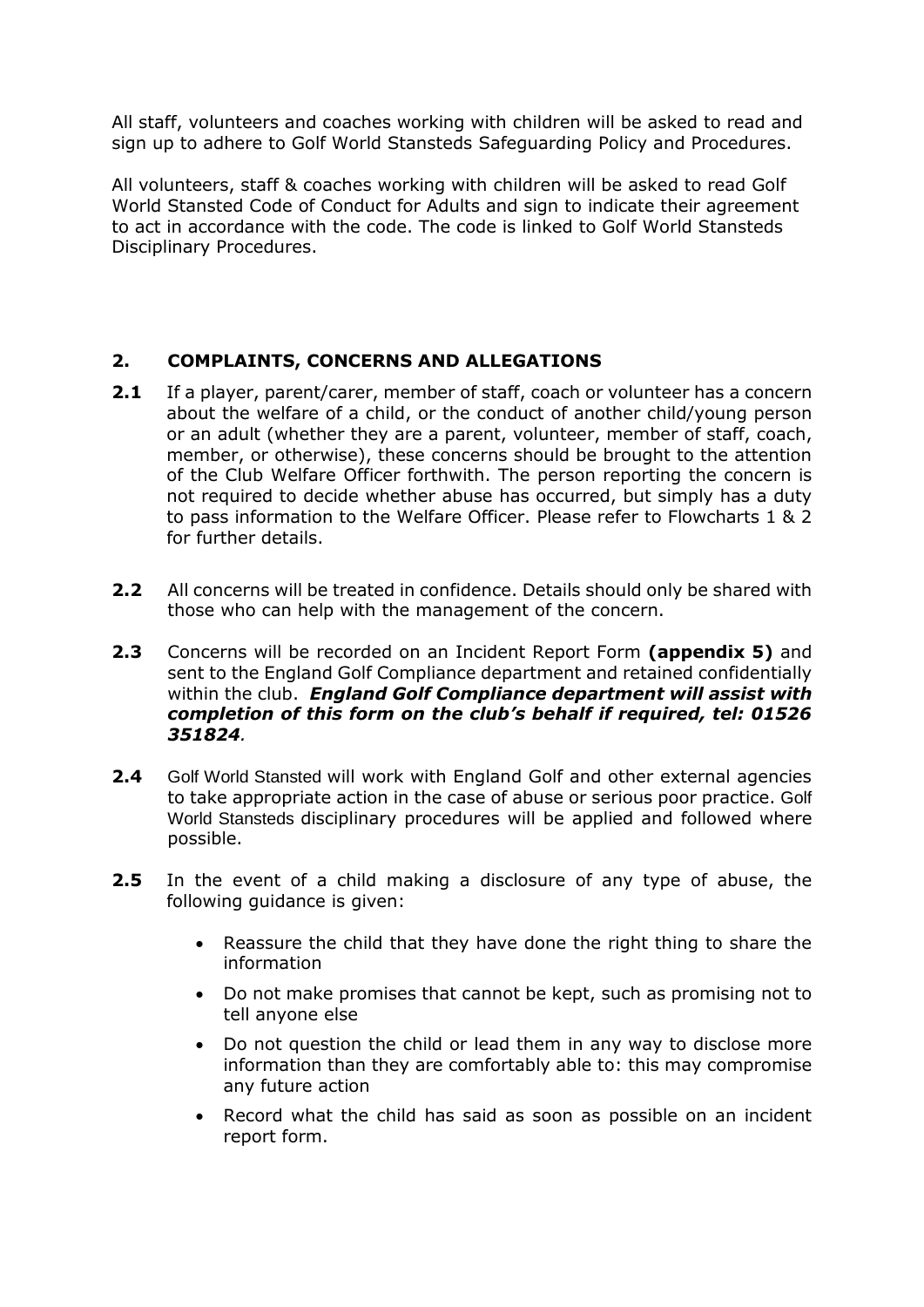All staff, volunteers and coaches working with children will be asked to read and sign up to adhere to Golf World Stansteds Safeguarding Policy and Procedures.

All volunteers, staff & coaches working with children will be asked to read Golf World Stansted Code of Conduct for Adults and sign to indicate their agreement to act in accordance with the code. The code is linked to Golf World Stansteds Disciplinary Procedures.

## 2. COMPLAINTS, CONCERNS AND ALLEGATIONS

**2.1** If a player, parent/carer, member of staff, coach or volunteer has a concern about the welfare of a child, or the conduct of another child/young person or an adult (whether they are a parent, volunteer, member of staff, coach, member, or otherwise), these concerns should be brought to the attention of the Club Welfare Officer forthwith. The person reporting the concern is not required to decide whether abuse has occurred, but simply has a duty to pass information to the Welfare Officer. Please refer to Flowcharts 1 & 2 for further details.

**2.2** All concerns will be treated in confidence. Details should only be shared with those who can help with the management of the concern.

**2.3** Concerns will be recorded on an Incident Report Form **(appendix 5)** and sent to the England Golf Compliance department and retained confidentially within the club. ***England Golf Compliance department will assist with completion of this form on the club's behalf if required, tel: 01526 351824***.

**2.4** Golf World Stansted will work with England Golf and other external agencies to take appropriate action in the case of abuse or serious poor practice. Golf World Stansteds disciplinary procedures will be applied and followed where possible.

**2.5** In the event of a child making a disclosure of any type of abuse, the following guidance is given:

- Reassure the child that they have done the right thing to share the information
- Do not make promises that cannot be kept, such as promising not to tell anyone else
- Do not question the child or lead them in any way to disclose more information than they are comfortably able to: this may compromise any future action
- Record what the child has said as soon as possible on an incident report form.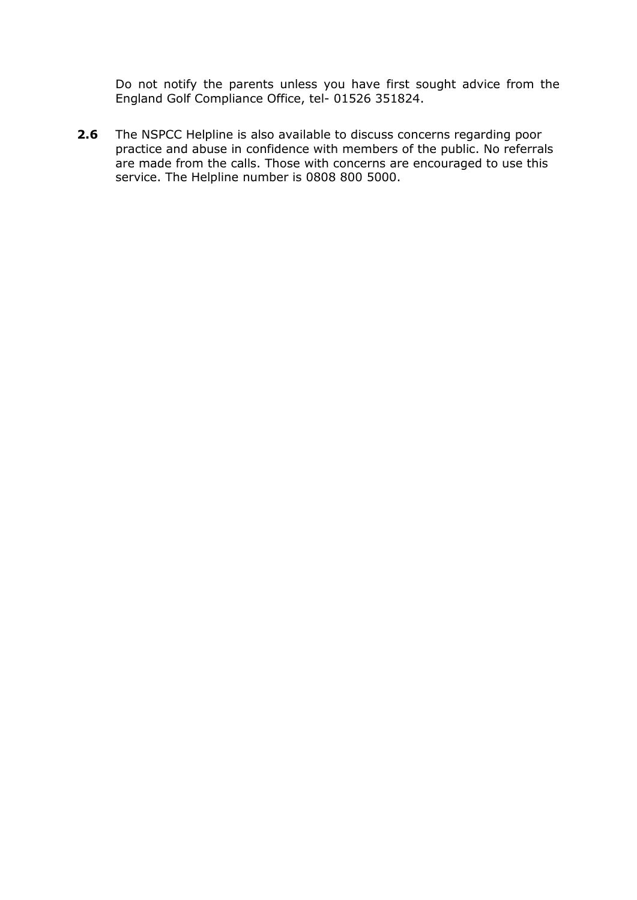Do not notify the parents unless you have first sought advice from the England Golf Compliance Office, tel- 01526 351824.

**2.6** The NSPCC Helpline is also available to discuss concerns regarding poor practice and abuse in confidence with members of the public. No referrals are made from the calls. Those with concerns are encouraged to use this service. The Helpline number is 0808 800 5000.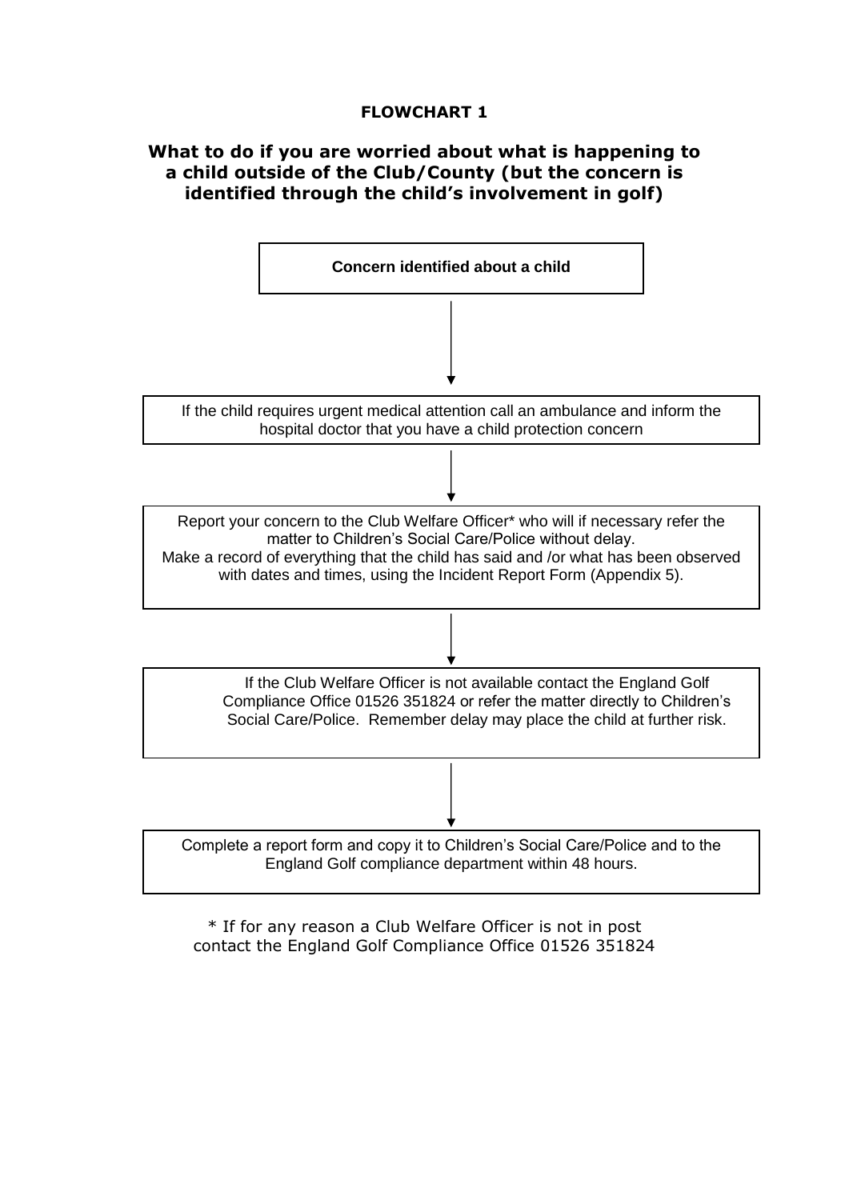# FLOWCHART 1

## What to do if you are worried about what is happening to a child outside of the Club/County (but the concern is identified through the child's involvement in golf)

**Concern identified about a child**

↓

If the child requires urgent medical attention call an ambulance and inform the hospital doctor that you have a child protection concern

↓

Report your concern to the Club Welfare Officer* who will if necessary refer the matter to Children's Social Care/Police without delay.
Make a record of everything that the child has said and /or what has been observed with dates and times, using the Incident Report Form (Appendix 5).

↓

If the Club Welfare Officer is not available contact the England Golf Compliance Office 01526 351824 or refer the matter directly to Children's Social Care/Police. Remember delay may place the child at further risk.

↓

Complete a report form and copy it to Children's Social Care/Police and to the England Golf compliance department within 48 hours.

* If for any reason a Club Welfare Officer is not in post contact the England Golf Compliance Office 01526 351824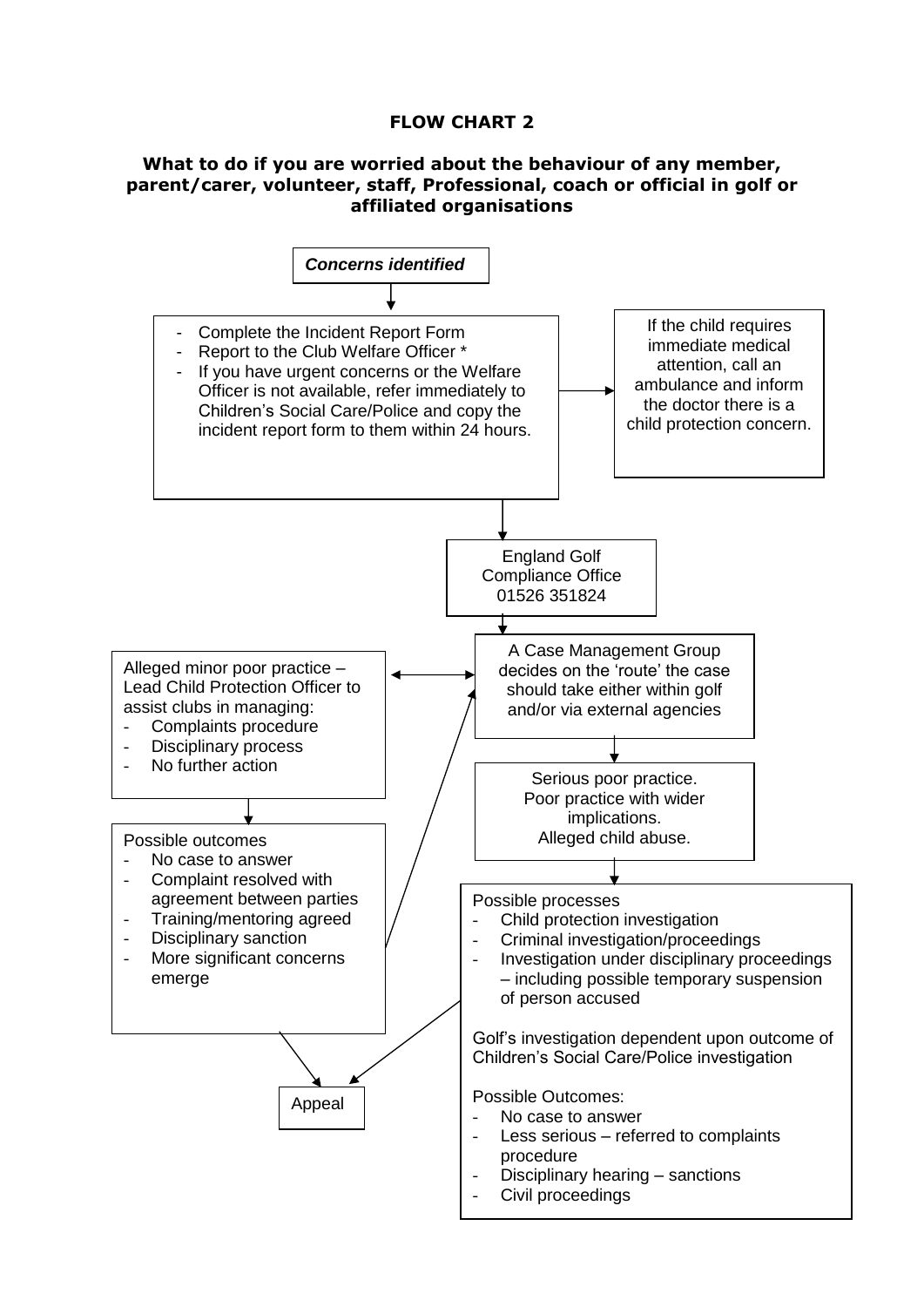**FLOW CHART 2**

**What to do if you are worried about the behaviour of any member, parent/carer, volunteer, staff, Professional, coach or official in golf or affiliated organisations**

***Concerns identified***

- Complete the Incident Report Form
- Report to the Club Welfare Officer *
- If you have urgent concerns or the Welfare Officer is not available, refer immediately to Children's Social Care/Police and copy the incident report form to them within 24 hours.

If the child requires immediate medical attention, call an ambulance and inform the doctor there is a child protection concern.

England Golf Compliance Office 01526 351824

A Case Management Group decides on the 'route' the case should take either within golf and/or via external agencies

Alleged minor poor practice – Lead Child Protection Officer to assist clubs in managing:

- Complaints procedure
- Disciplinary process
- No further action

Possible outcomes

- No case to answer
- Complaint resolved with agreement between parties
- Training/mentoring agreed
- Disciplinary sanction
- More significant concerns emerge

Serious poor practice.
Poor practice with wider implications.
Alleged child abuse.

Possible processes

- Child protection investigation
- Criminal investigation/proceedings
- Investigation under disciplinary proceedings – including possible temporary suspension of person accused

Golf's investigation dependent upon outcome of Children's Social Care/Police investigation

Possible Outcomes:

- No case to answer
- Less serious – referred to complaints procedure
- Disciplinary hearing – sanctions
- Civil proceedings

Appeal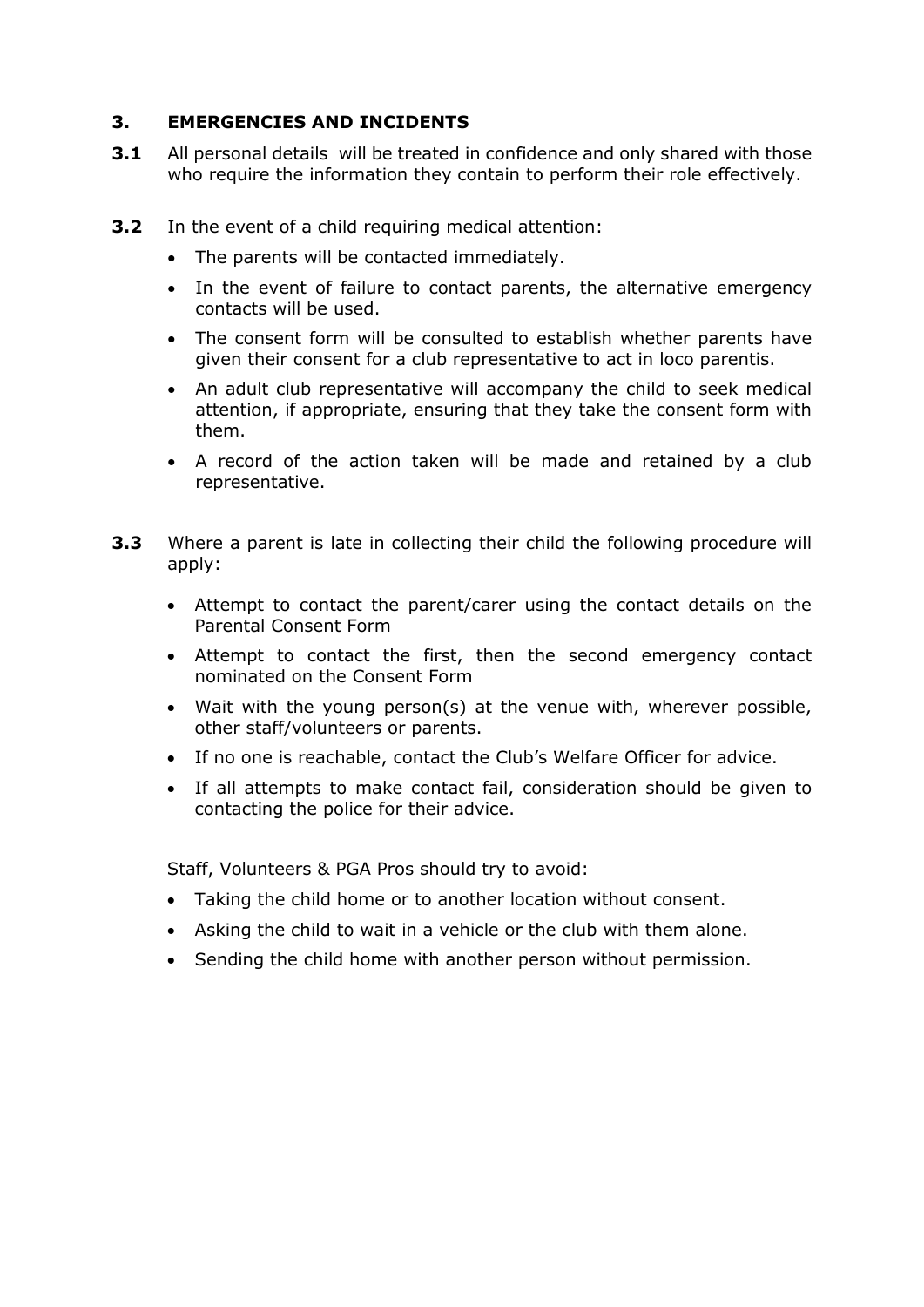## 3. EMERGENCIES AND INCIDENTS

**3.1** All personal details will be treated in confidence and only shared with those who require the information they contain to perform their role effectively.

**3.2** In the event of a child requiring medical attention:

- The parents will be contacted immediately.
- In the event of failure to contact parents, the alternative emergency contacts will be used.
- The consent form will be consulted to establish whether parents have given their consent for a club representative to act in loco parentis.
- An adult club representative will accompany the child to seek medical attention, if appropriate, ensuring that they take the consent form with them.
- A record of the action taken will be made and retained by a club representative.

**3.3** Where a parent is late in collecting their child the following procedure will apply:

- Attempt to contact the parent/carer using the contact details on the Parental Consent Form
- Attempt to contact the first, then the second emergency contact nominated on the Consent Form
- Wait with the young person(s) at the venue with, wherever possible, other staff/volunteers or parents.
- If no one is reachable, contact the Club's Welfare Officer for advice.
- If all attempts to make contact fail, consideration should be given to contacting the police for their advice.

Staff, Volunteers & PGA Pros should try to avoid:

- Taking the child home or to another location without consent.
- Asking the child to wait in a vehicle or the club with them alone.
- Sending the child home with another person without permission.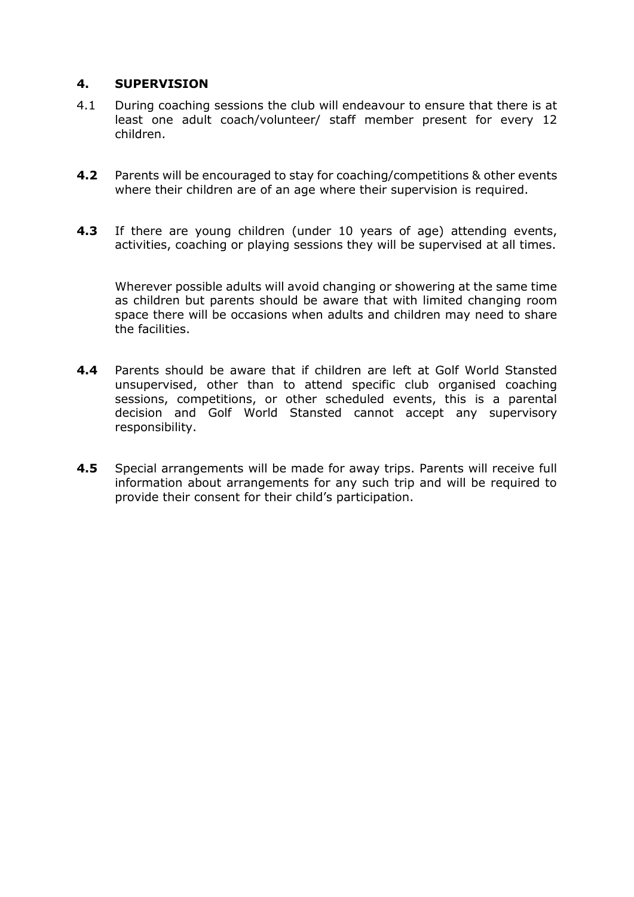## 4. SUPERVISION

4.1 During coaching sessions the club will endeavour to ensure that there is at least one adult coach/volunteer/ staff member present for every 12 children.

**4.2** Parents will be encouraged to stay for coaching/competitions & other events where their children are of an age where their supervision is required.

**4.3** If there are young children (under 10 years of age) attending events, activities, coaching or playing sessions they will be supervised at all times.

Wherever possible adults will avoid changing or showering at the same time as children but parents should be aware that with limited changing room space there will be occasions when adults and children may need to share the facilities.

**4.4** Parents should be aware that if children are left at Golf World Stansted unsupervised, other than to attend specific club organised coaching sessions, competitions, or other scheduled events, this is a parental decision and Golf World Stansted cannot accept any supervisory responsibility.

**4.5** Special arrangements will be made for away trips. Parents will receive full information about arrangements for any such trip and will be required to provide their consent for their child's participation.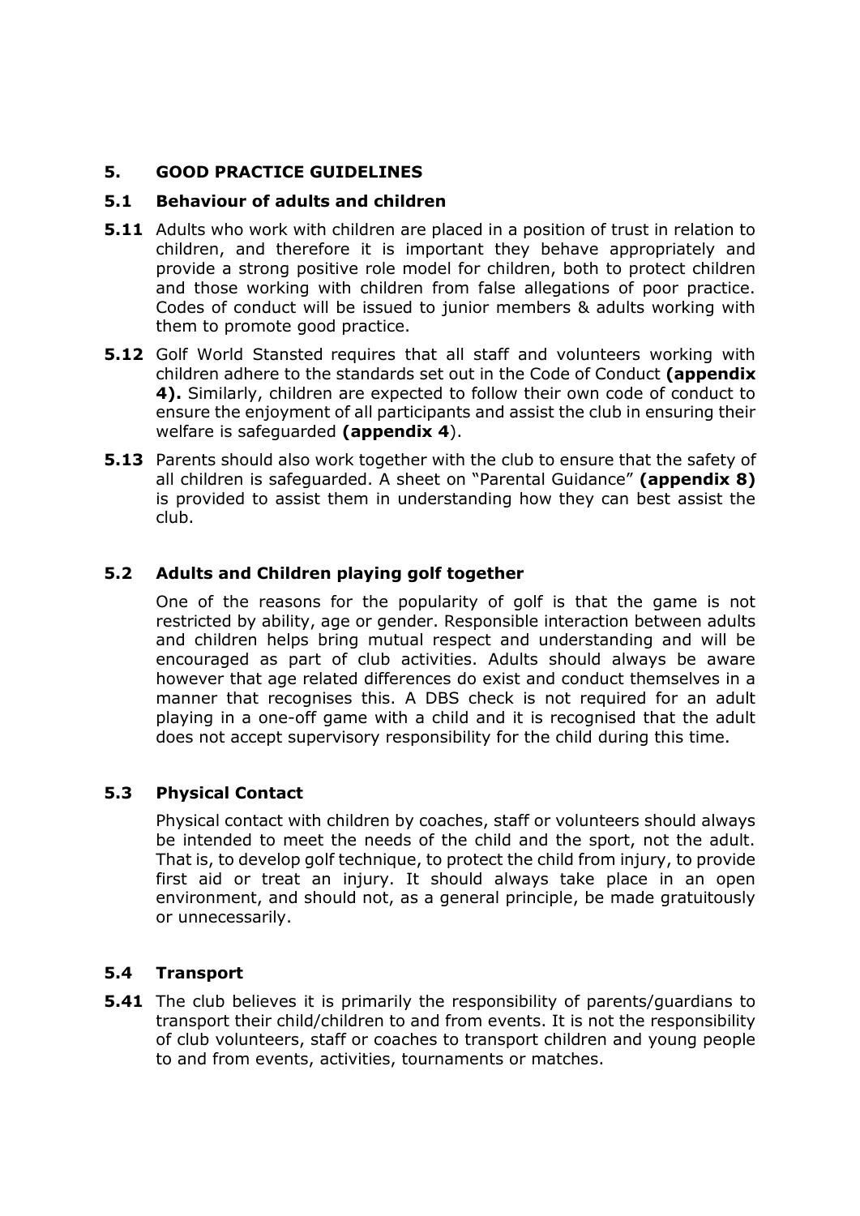## 5. GOOD PRACTICE GUIDELINES

### 5.1 Behaviour of adults and children

**5.11** Adults who work with children are placed in a position of trust in relation to children, and therefore it is important they behave appropriately and provide a strong positive role model for children, both to protect children and those working with children from false allegations of poor practice. Codes of conduct will be issued to junior members & adults working with them to promote good practice.

**5.12** Golf World Stansted requires that all staff and volunteers working with children adhere to the standards set out in the Code of Conduct **(appendix 4).** Similarly, children are expected to follow their own code of conduct to ensure the enjoyment of all participants and assist the club in ensuring their welfare is safeguarded **(appendix 4**).

**5.13** Parents should also work together with the club to ensure that the safety of all children is safeguarded. A sheet on "Parental Guidance" **(appendix 8)** is provided to assist them in understanding how they can best assist the club.

### 5.2 Adults and Children playing golf together

One of the reasons for the popularity of golf is that the game is not restricted by ability, age or gender. Responsible interaction between adults and children helps bring mutual respect and understanding and will be encouraged as part of club activities. Adults should always be aware however that age related differences do exist and conduct themselves in a manner that recognises this. A DBS check is not required for an adult playing in a one-off game with a child and it is recognised that the adult does not accept supervisory responsibility for the child during this time.

### 5.3 Physical Contact

Physical contact with children by coaches, staff or volunteers should always be intended to meet the needs of the child and the sport, not the adult. That is, to develop golf technique, to protect the child from injury, to provide first aid or treat an injury. It should always take place in an open environment, and should not, as a general principle, be made gratuitously or unnecessarily.

### 5.4 Transport

**5.41** The club believes it is primarily the responsibility of parents/guardians to transport their child/children to and from events. It is not the responsibility of club volunteers, staff or coaches to transport children and young people to and from events, activities, tournaments or matches.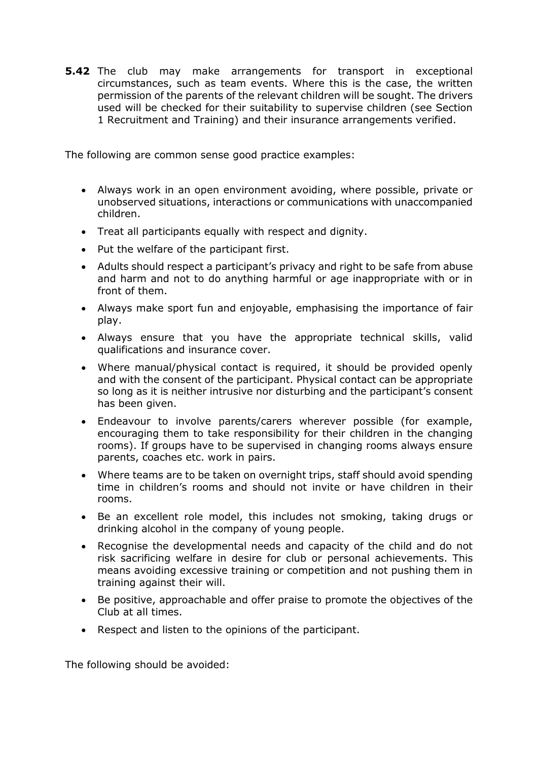**5.42** The club may make arrangements for transport in exceptional circumstances, such as team events. Where this is the case, the written permission of the parents of the relevant children will be sought. The drivers used will be checked for their suitability to supervise children (see Section 1 Recruitment and Training) and their insurance arrangements verified.

The following are common sense good practice examples:

- Always work in an open environment avoiding, where possible, private or unobserved situations, interactions or communications with unaccompanied children.
- Treat all participants equally with respect and dignity.
- Put the welfare of the participant first.
- Adults should respect a participant's privacy and right to be safe from abuse and harm and not to do anything harmful or age inappropriate with or in front of them.
- Always make sport fun and enjoyable, emphasising the importance of fair play.
- Always ensure that you have the appropriate technical skills, valid qualifications and insurance cover.
- Where manual/physical contact is required, it should be provided openly and with the consent of the participant. Physical contact can be appropriate so long as it is neither intrusive nor disturbing and the participant's consent has been given.
- Endeavour to involve parents/carers wherever possible (for example, encouraging them to take responsibility for their children in the changing rooms). If groups have to be supervised in changing rooms always ensure parents, coaches etc. work in pairs.
- Where teams are to be taken on overnight trips, staff should avoid spending time in children's rooms and should not invite or have children in their rooms.
- Be an excellent role model, this includes not smoking, taking drugs or drinking alcohol in the company of young people.
- Recognise the developmental needs and capacity of the child and do not risk sacrificing welfare in desire for club or personal achievements. This means avoiding excessive training or competition and not pushing them in training against their will.
- Be positive, approachable and offer praise to promote the objectives of the Club at all times.
- Respect and listen to the opinions of the participant.

The following should be avoided: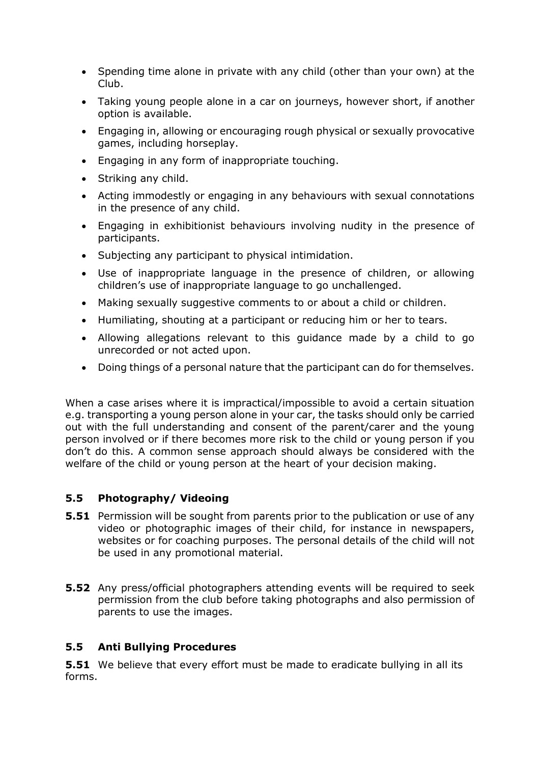- Spending time alone in private with any child (other than your own) at the Club.
- Taking young people alone in a car on journeys, however short, if another option is available.
- Engaging in, allowing or encouraging rough physical or sexually provocative games, including horseplay.
- Engaging in any form of inappropriate touching.
- Striking any child.
- Acting immodestly or engaging in any behaviours with sexual connotations in the presence of any child.
- Engaging in exhibitionist behaviours involving nudity in the presence of participants.
- Subjecting any participant to physical intimidation.
- Use of inappropriate language in the presence of children, or allowing children's use of inappropriate language to go unchallenged.
- Making sexually suggestive comments to or about a child or children.
- Humiliating, shouting at a participant or reducing him or her to tears.
- Allowing allegations relevant to this guidance made by a child to go unrecorded or not acted upon.
- Doing things of a personal nature that the participant can do for themselves.

When a case arises where it is impractical/impossible to avoid a certain situation e.g. transporting a young person alone in your car, the tasks should only be carried out with the full understanding and consent of the parent/carer and the young person involved or if there becomes more risk to the child or young person if you don't do this. A common sense approach should always be considered with the welfare of the child or young person at the heart of your decision making.

### 5.5 Photography/ Videoing

**5.51** Permission will be sought from parents prior to the publication or use of any video or photographic images of their child, for instance in newspapers, websites or for coaching purposes. The personal details of the child will not be used in any promotional material.

**5.52** Any press/official photographers attending events will be required to seek permission from the club before taking photographs and also permission of parents to use the images.

### 5.5 Anti Bullying Procedures

**5.51** We believe that every effort must be made to eradicate bullying in all its forms.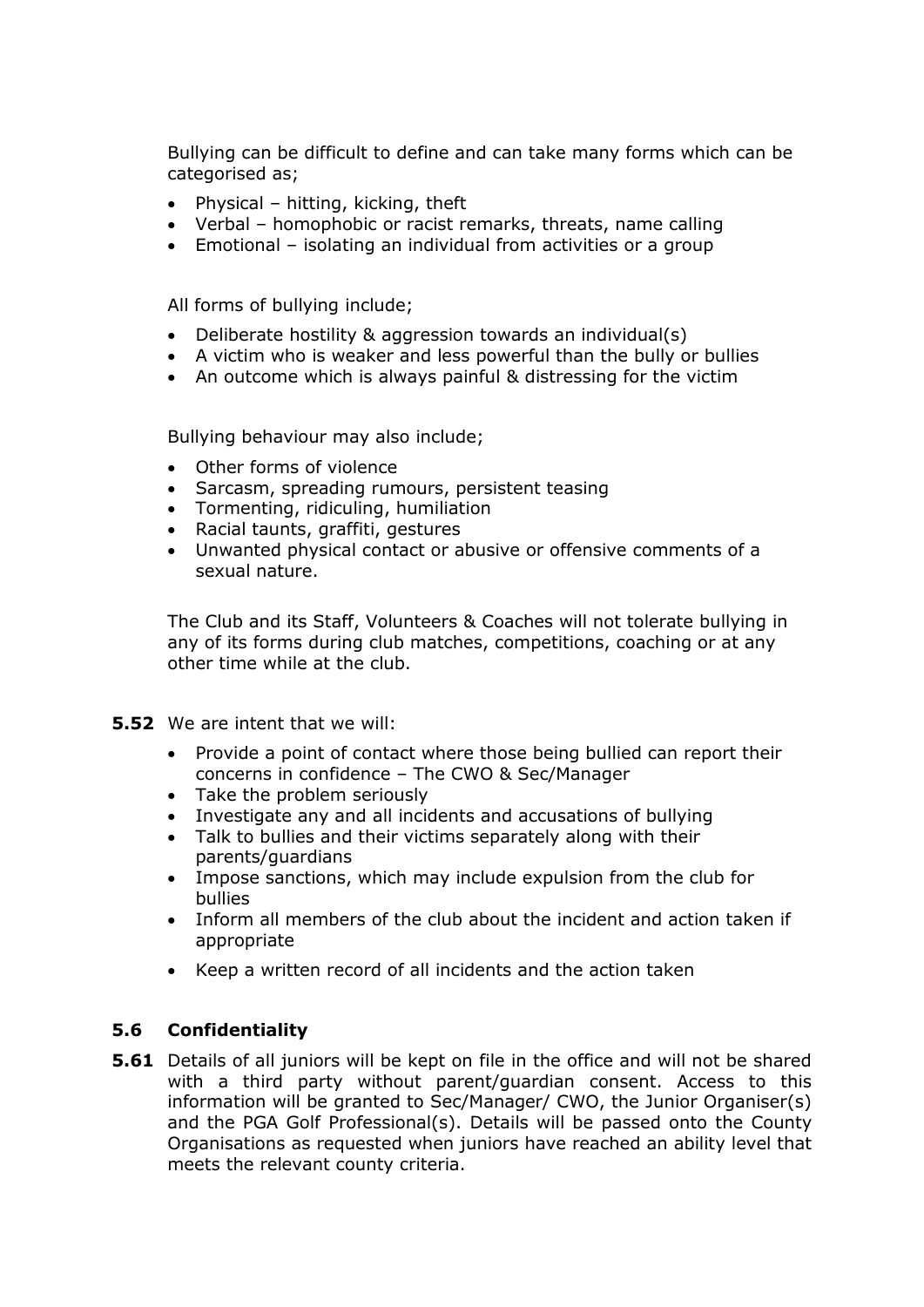Bullying can be difficult to define and can take many forms which can be categorised as;

- Physical – hitting, kicking, theft
- Verbal – homophobic or racist remarks, threats, name calling
- Emotional – isolating an individual from activities or a group

All forms of bullying include;

- Deliberate hostility & aggression towards an individual(s)
- A victim who is weaker and less powerful than the bully or bullies
- An outcome which is always painful & distressing for the victim

Bullying behaviour may also include;

- Other forms of violence
- Sarcasm, spreading rumours, persistent teasing
- Tormenting, ridiculing, humiliation
- Racial taunts, graffiti, gestures
- Unwanted physical contact or abusive or offensive comments of a sexual nature.

The Club and its Staff, Volunteers & Coaches will not tolerate bullying in any of its forms during club matches, competitions, coaching or at any other time while at the club.

**5.52** We are intent that we will:

- Provide a point of contact where those being bullied can report their concerns in confidence – The CWO & Sec/Manager
- Take the problem seriously
- Investigate any and all incidents and accusations of bullying
- Talk to bullies and their victims separately along with their parents/guardians
- Impose sanctions, which may include expulsion from the club for bullies
- Inform all members of the club about the incident and action taken if appropriate
- Keep a written record of all incidents and the action taken

### 5.6 Confidentiality

**5.61** Details of all juniors will be kept on file in the office and will not be shared with a third party without parent/guardian consent. Access to this information will be granted to Sec/Manager/ CWO, the Junior Organiser(s) and the PGA Golf Professional(s). Details will be passed onto the County Organisations as requested when juniors have reached an ability level that meets the relevant county criteria.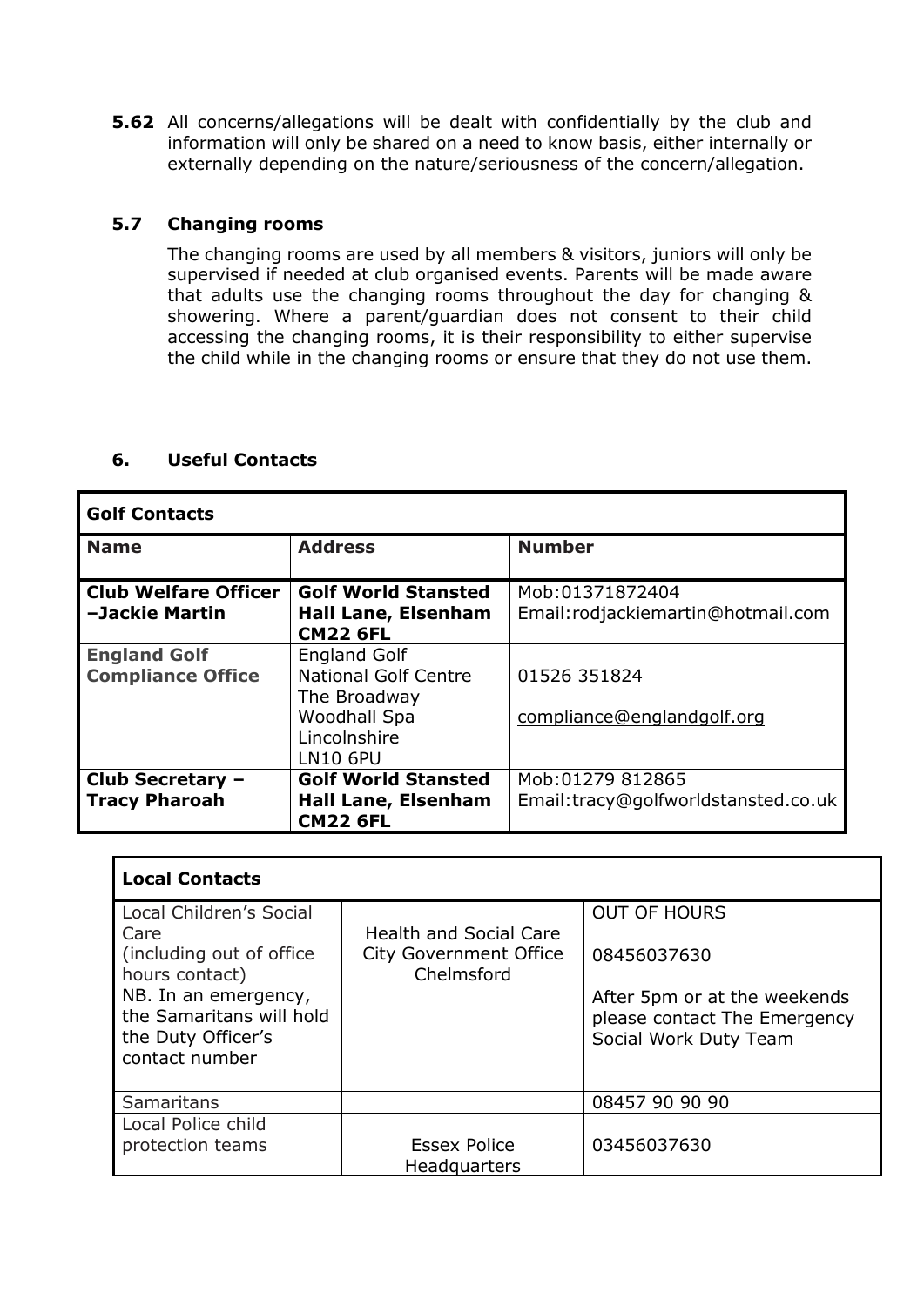**5.62** All concerns/allegations will be dealt with confidentially by the club and information will only be shared on a need to know basis, either internally or externally depending on the nature/seriousness of the concern/allegation.

### 5.7 Changing rooms

The changing rooms are used by all members & visitors, juniors will only be supervised if needed at club organised events. Parents will be made aware that adults use the changing rooms throughout the day for changing & showering. Where a parent/guardian does not consent to their child accessing the changing rooms, it is their responsibility to either supervise the child while in the changing rooms or ensure that they do not use them.

## 6. Useful Contacts

| **Golf Contacts** | | |
|---|---|---|
| **Name** | **Address** | **Number** |
| **Club Welfare Officer –Jackie Martin** | **Golf World Stansted Hall Lane, Elsenham CM22 6FL** | Mob:01371872404<br>Email:rodjackiemartin@hotmail.com |
| **England Golf Compliance Office** | England Golf<br>National Golf Centre<br>The Broadway<br>Woodhall Spa<br>Lincolnshire<br>LN10 6PU | 01526 351824<br>compliance@englandgolf.org |
| **Club Secretary – Tracy Pharoah** | **Golf World Stansted Hall Lane, Elsenham CM22 6FL** | Mob:01279 812865<br>Email:tracy@golfworldstansted.co.uk |

| **Local Contacts** | | |
|---|---|---|
| Local Children's Social Care (including out of office hours contact)<br>NB. In an emergency, the Samaritans will hold the Duty Officer's contact number | Health and Social Care City Government Office Chelmsford | OUT OF HOURS<br>08456037630<br>After 5pm or at the weekends please contact The Emergency Social Work Duty Team |
| Samaritans | | 08457 90 90 90 |
| Local Police child protection teams | Essex Police Headquarters | 03456037630 |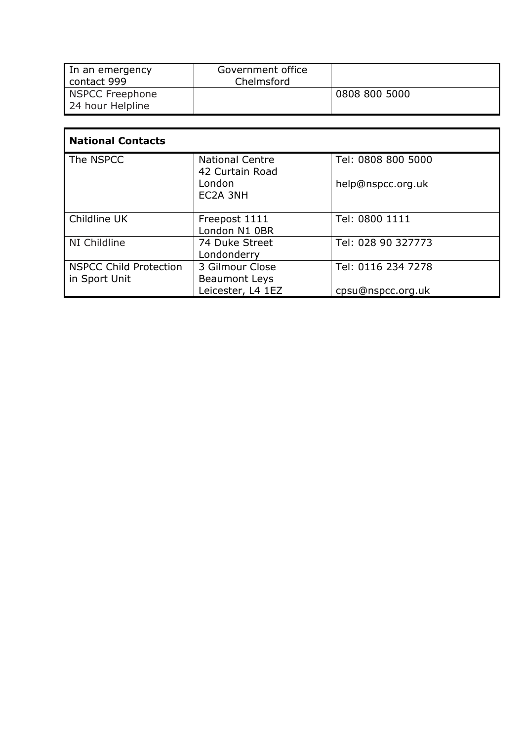| | | |
|---|---|---|
| In an emergency contact 999 | Government office Chelmsford | |
| NSPCC Freephone 24 hour Helpline | | 0808 800 5000 |

| **National Contacts** | | |
|---|---|---|
| The NSPCC | National Centre<br>42 Curtain Road<br>London<br>EC2A 3NH | Tel: 0808 800 5000<br><br>help@nspcc.org.uk |
| Childline UK | Freepost 1111<br>London N1 0BR | Tel: 0800 1111 |
| NI Childline | 74 Duke Street<br>Londonderry | Tel: 028 90 327773 |
| NSPCC Child Protection in Sport Unit | 3 Gilmour Close<br>Beaumont Leys<br>Leicester, L4 1EZ | Tel: 0116 234 7278<br><br>cpsu@nspcc.org.uk |